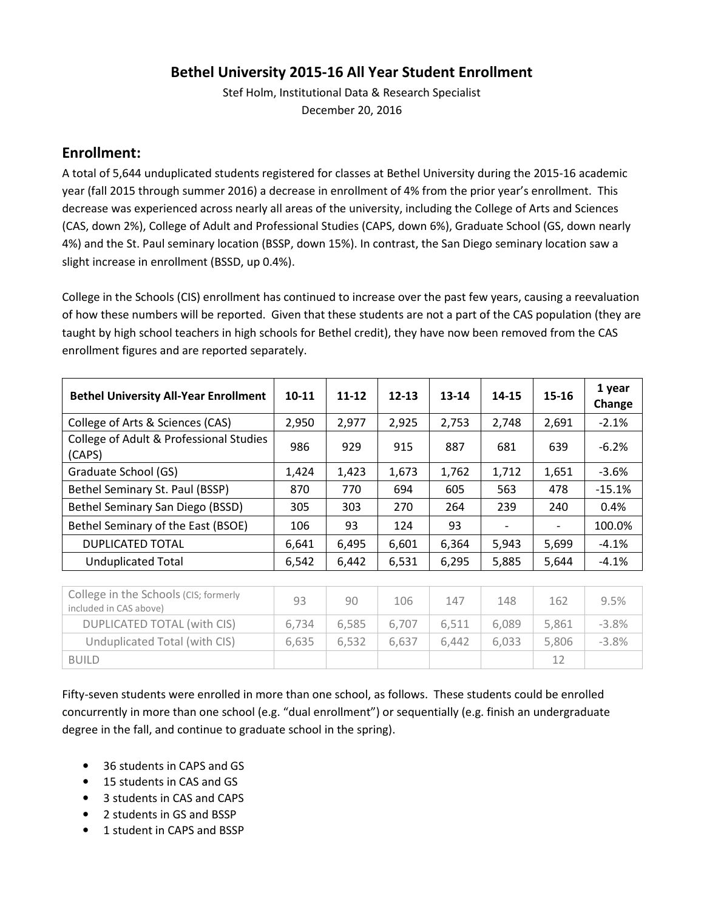# Bethel University 2015-16 All Year Student Enrollment

Stef Holm, Institutional Data & Research Specialist
December 20, 2016

## Enrollment:

A total of 5,644 unduplicated students registered for classes at Bethel University during the 2015-16 academic year (fall 2015 through summer 2016) a decrease in enrollment of 4% from the prior year's enrollment. This decrease was experienced across nearly all areas of the university, including the College of Arts and Sciences (CAS, down 2%), College of Adult and Professional Studies (CAPS, down 6%), Graduate School (GS, down nearly 4%) and the St. Paul seminary location (BSSP, down 15%). In contrast, the San Diego seminary location saw a slight increase in enrollment (BSSD, up 0.4%).

College in the Schools (CIS) enrollment has continued to increase over the past few years, causing a reevaluation of how these numbers will be reported. Given that these students are not a part of the CAS population (they are taught by high school teachers in high schools for Bethel credit), they have now been removed from the CAS enrollment figures and are reported separately.

| Bethel University All-Year Enrollment | 10-11 | 11-12 | 12-13 | 13-14 | 14-15 | 15-16 | 1 year Change |
|---|---|---|---|---|---|---|---|
| College of Arts & Sciences (CAS) | 2,950 | 2,977 | 2,925 | 2,753 | 2,748 | 2,691 | -2.1% |
| College of Adult & Professional Studies (CAPS) | 986 | 929 | 915 | 887 | 681 | 639 | -6.2% |
| Graduate School (GS) | 1,424 | 1,423 | 1,673 | 1,762 | 1,712 | 1,651 | -3.6% |
| Bethel Seminary St. Paul (BSSP) | 870 | 770 | 694 | 605 | 563 | 478 | -15.1% |
| Bethel Seminary San Diego (BSSD) | 305 | 303 | 270 | 264 | 239 | 240 | 0.4% |
| Bethel Seminary of the East (BSOE) | 106 | 93 | 124 | 93 | - | - | 100.0% |
| DUPLICATED TOTAL | 6,641 | 6,495 | 6,601 | 6,364 | 5,943 | 5,699 | -4.1% |
| Unduplicated Total | 6,542 | 6,442 | 6,531 | 6,295 | 5,885 | 5,644 | -4.1% |

| | | | | | | | |
|---|---|---|---|---|---|---|---|
| College in the Schools (CIS; formerly included in CAS above) | 93 | 90 | 106 | 147 | 148 | 162 | 9.5% |
| DUPLICATED TOTAL (with CIS) | 6,734 | 6,585 | 6,707 | 6,511 | 6,089 | 5,861 | -3.8% |
| Unduplicated Total (with CIS) | 6,635 | 6,532 | 6,637 | 6,442 | 6,033 | 5,806 | -3.8% |
| BUILD | | | | | | 12 | |

Fifty-seven students were enrolled in more than one school, as follows. These students could be enrolled concurrently in more than one school (e.g. "dual enrollment") or sequentially (e.g. finish an undergraduate degree in the fall, and continue to graduate school in the spring).

- 36 students in CAPS and GS
- 15 students in CAS and GS
- 3 students in CAS and CAPS
- 2 students in GS and BSSP
- 1 student in CAPS and BSSP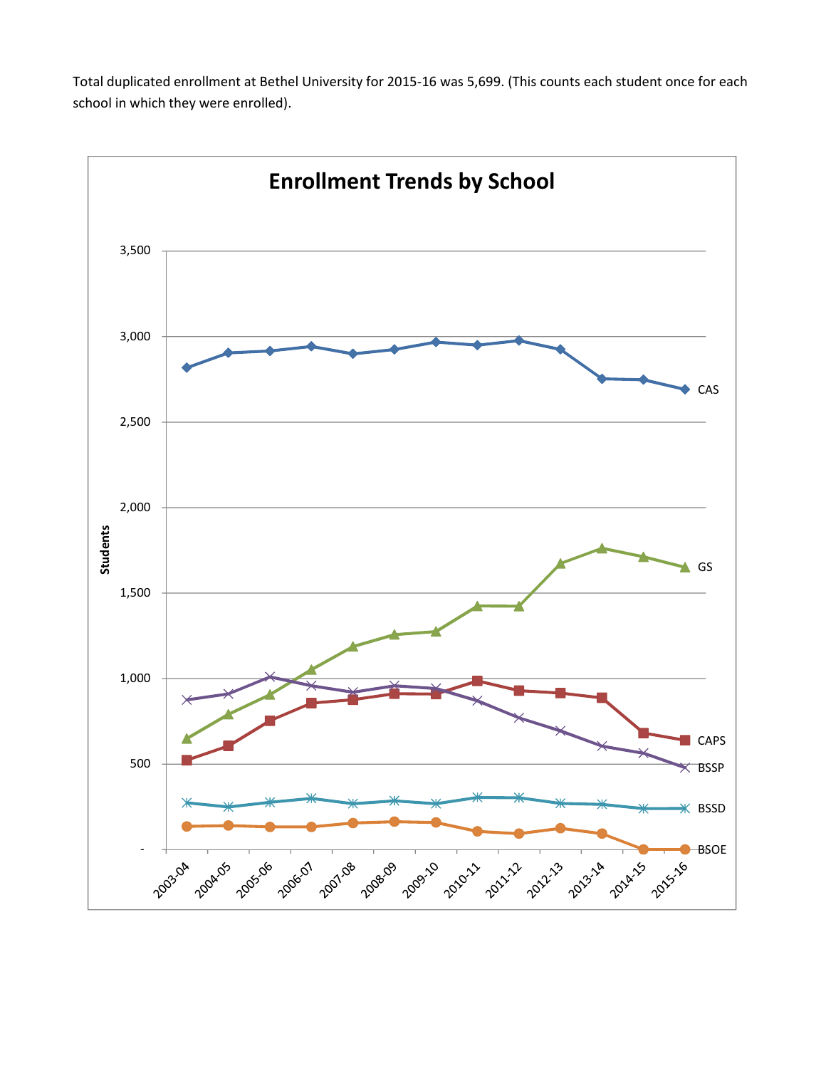Total duplicated enrollment at Bethel University for 2015-16 was 5,699. (This counts each student once for each school in which they were enrolled).

**Enrollment Trends by School**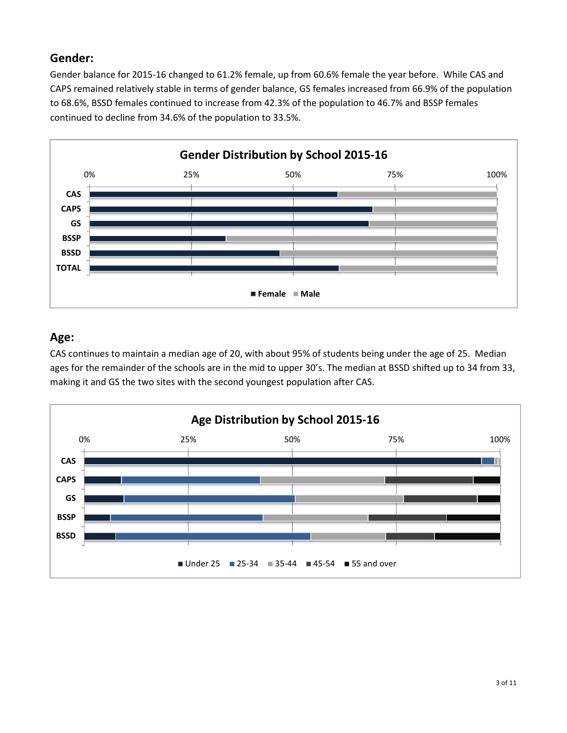## Gender:

Gender balance for 2015-16 changed to 61.2% female, up from 60.6% female the year before. While CAS and CAPS remained relatively stable in terms of gender balance, GS females increased from 66.9% of the population to 68.6%, BSSD females continued to increase from 42.3% of the population to 46.7% and BSSP females continued to decline from 34.6% of the population to 33.5%.

**Gender Distribution by School 2015-16**

## Age:

CAS continues to maintain a median age of 20, with about 95% of students being under the age of 25. Median ages for the remainder of the schools are in the mid to upper 30's. The median at BSSD shifted up to 34 from 33, making it and GS the two sites with the second youngest population after CAS.

**Age Distribution by School 2015-16**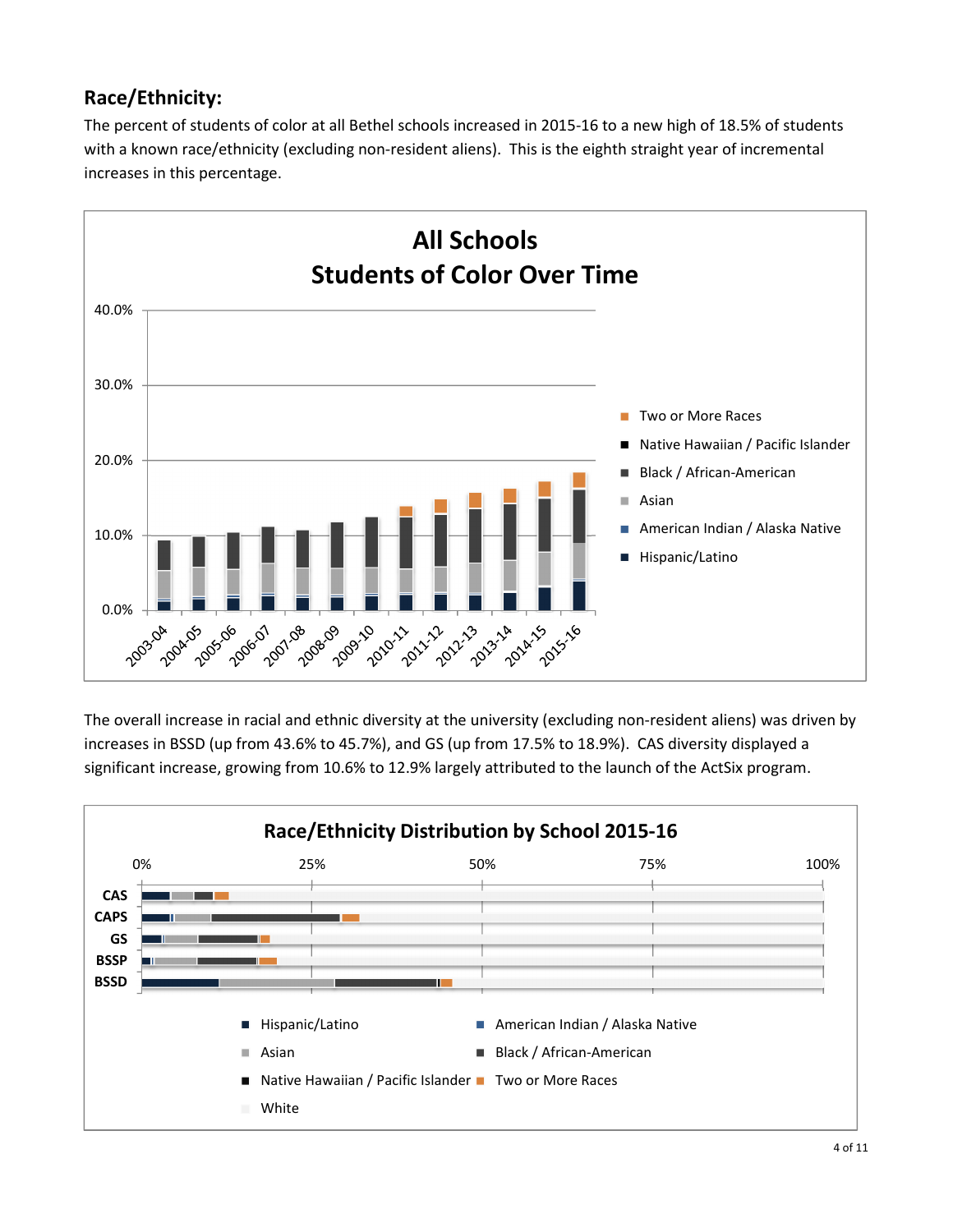## Race/Ethnicity:

The percent of students of color at all Bethel schools increased in 2015-16 to a new high of 18.5% of students with a known race/ethnicity (excluding non-resident aliens). This is the eighth straight year of incremental increases in this percentage.

**All Schools**
**Students of Color Over Time**

The overall increase in racial and ethnic diversity at the university (excluding non-resident aliens) was driven by increases in BSSD (up from 43.6% to 45.7%), and GS (up from 17.5% to 18.9%). CAS diversity displayed a significant increase, growing from 10.6% to 12.9% largely attributed to the launch of the ActSix program.

**Race/Ethnicity Distribution by School 2015-16**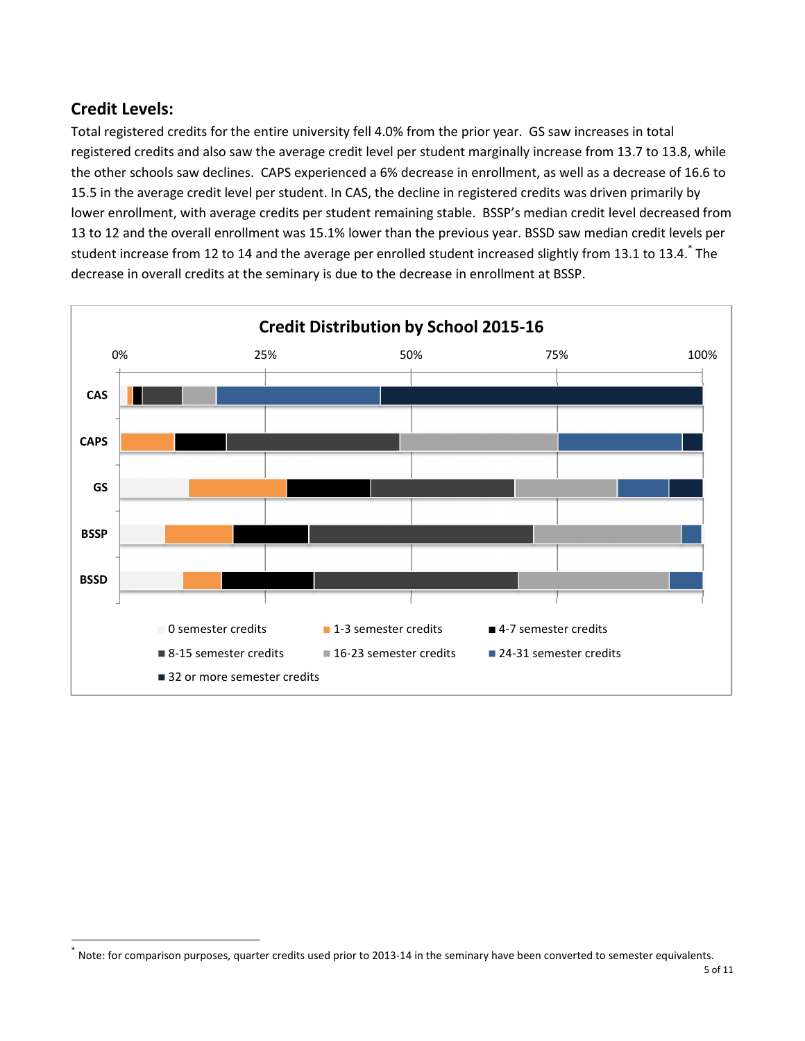## Credit Levels:

Total registered credits for the entire university fell 4.0% from the prior year. GS saw increases in total registered credits and also saw the average credit level per student marginally increase from 13.7 to 13.8, while the other schools saw declines. CAPS experienced a 6% decrease in enrollment, as well as a decrease of 16.6 to 15.5 in the average credit level per student. In CAS, the decline in registered credits was driven primarily by lower enrollment, with average credits per student remaining stable. BSSP's median credit level decreased from 13 to 12 and the overall enrollment was 15.1% lower than the previous year. BSSD saw median credit levels per student increase from 12 to 14 and the average per enrolled student increased slightly from 13.1 to 13.4.[*] The decrease in overall credits at the seminary is due to the decrease in enrollment at BSSP.

**Credit Distribution by School 2015-16**

0% 25% 50% 75% 100%

CAS
CAPS
GS
BSSP
BSSD

- 0 semester credits
- 1-3 semester credits
- 4-7 semester credits
- 8-15 semester credits
- 16-23 semester credits
- 24-31 semester credits
- 32 or more semester credits

[*] Note: for comparison purposes, quarter credits used prior to 2013-14 in the seminary have been converted to semester equivalents.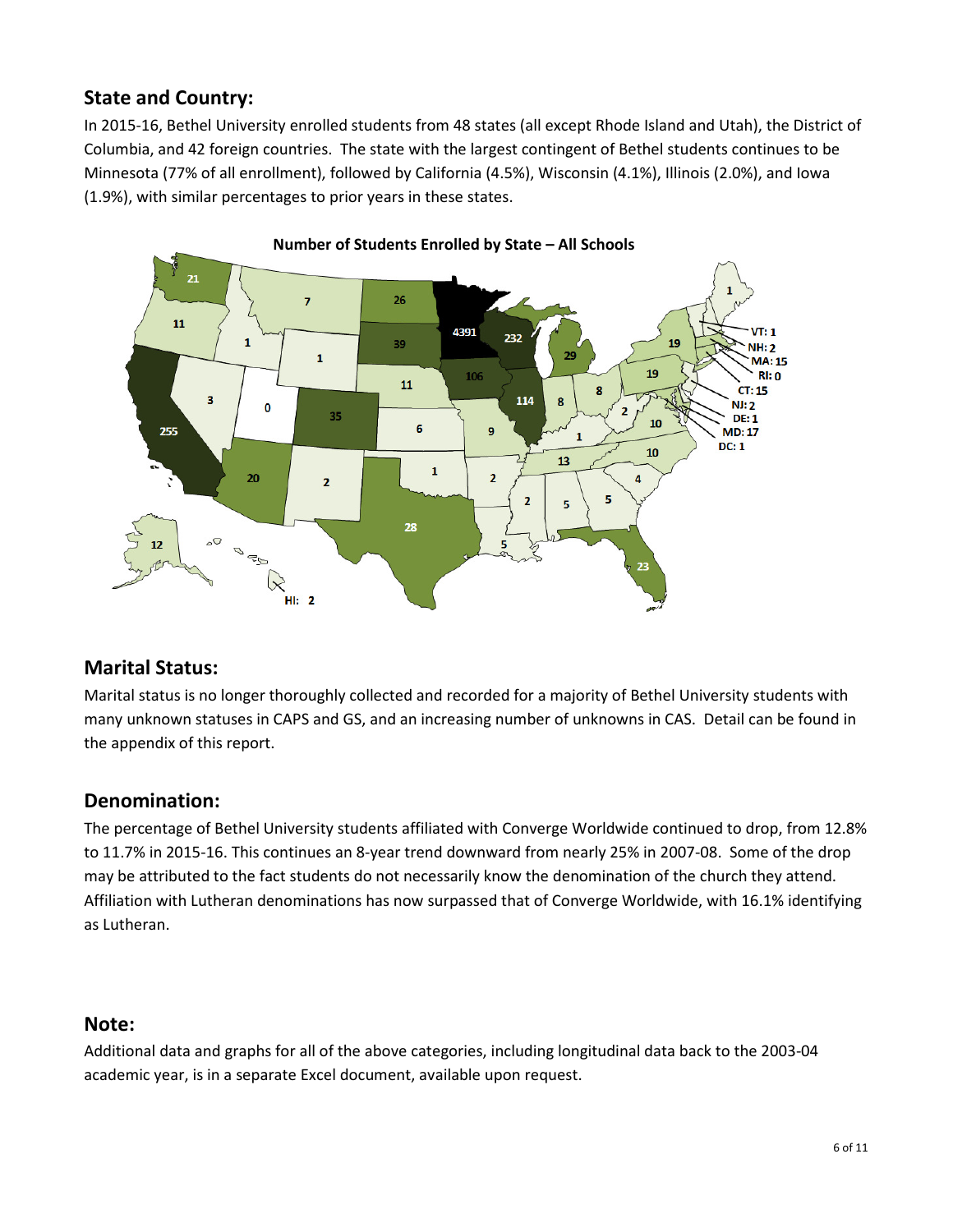## State and Country:

In 2015-16, Bethel University enrolled students from 48 states (all except Rhode Island and Utah), the District of Columbia, and 42 foreign countries. The state with the largest contingent of Bethel students continues to be Minnesota (77% of all enrollment), followed by California (4.5%), Wisconsin (4.1%), Illinois (2.0%), and Iowa (1.9%), with similar percentages to prior years in these states.

**Number of Students Enrolled by State – All Schools**

## Marital Status:

Marital status is no longer thoroughly collected and recorded for a majority of Bethel University students with many unknown statuses in CAPS and GS, and an increasing number of unknowns in CAS. Detail can be found in the appendix of this report.

## Denomination:

The percentage of Bethel University students affiliated with Converge Worldwide continued to drop, from 12.8% to 11.7% in 2015-16. This continues an 8-year trend downward from nearly 25% in 2007-08. Some of the drop may be attributed to the fact students do not necessarily know the denomination of the church they attend. Affiliation with Lutheran denominations has now surpassed that of Converge Worldwide, with 16.1% identifying as Lutheran.

## Note:

Additional data and graphs for all of the above categories, including longitudinal data back to the 2003-04 academic year, is in a separate Excel document, available upon request.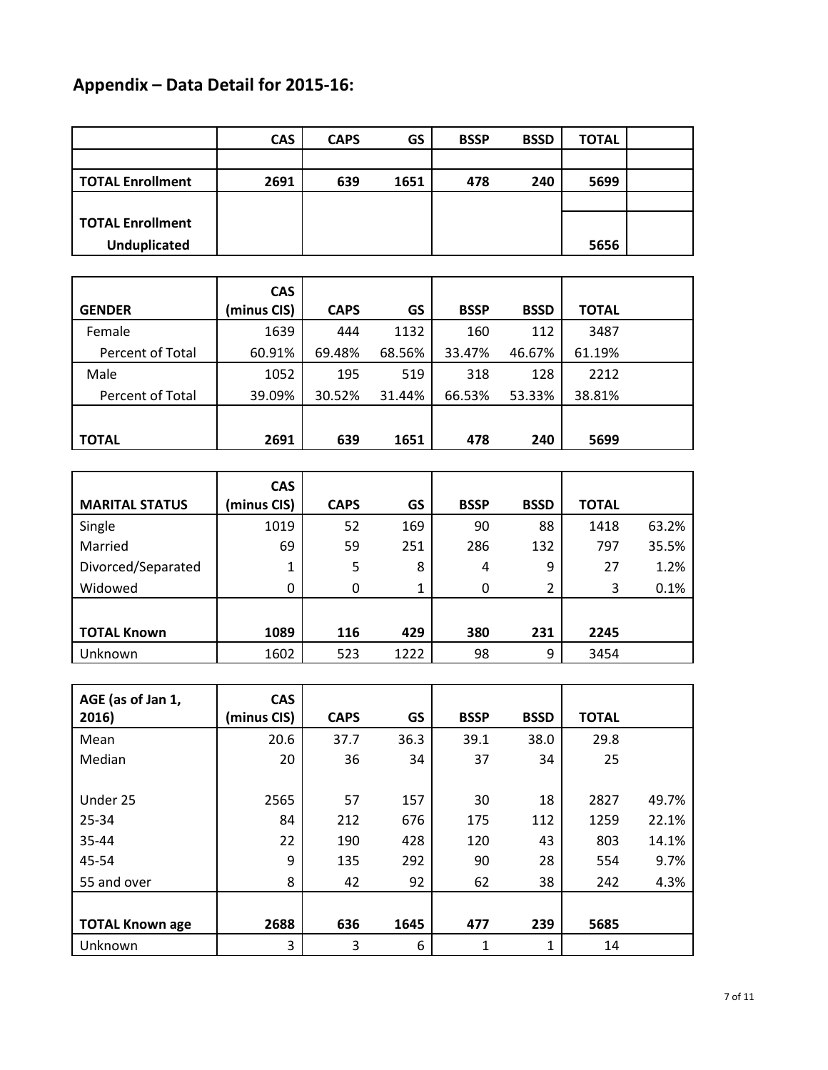## Appendix – Data Detail for 2015-16:

| | CAS | CAPS | GS | BSSP | BSSD | TOTAL | |
|---|---|---|---|---|---|---|---|
| | | | | | | | |
| **TOTAL Enrollment** | **2691** | **639** | **1651** | **478** | **240** | **5699** | |
| **TOTAL Enrollment Unduplicated** | | | | | | **5656** | |

| GENDER | CAS (minus CIS) | CAPS | GS | BSSP | BSSD | TOTAL | |
|---|---|---|---|---|---|---|---|
| Female | 1639 | 444 | 1132 | 160 | 112 | 3487 | |
| Percent of Total | 60.91% | 69.48% | 68.56% | 33.47% | 46.67% | 61.19% | |
| Male | 1052 | 195 | 519 | 318 | 128 | 2212 | |
| Percent of Total | 39.09% | 30.52% | 31.44% | 66.53% | 53.33% | 38.81% | |
| **TOTAL** | **2691** | **639** | **1651** | **478** | **240** | **5699** | |

| MARITAL STATUS | CAS (minus CIS) | CAPS | GS | BSSP | BSSD | TOTAL | |
|---|---|---|---|---|---|---|---|
| Single | 1019 | 52 | 169 | 90 | 88 | 1418 | 63.2% |
| Married | 69 | 59 | 251 | 286 | 132 | 797 | 35.5% |
| Divorced/Separated | 1 | 5 | 8 | 4 | 9 | 27 | 1.2% |
| Widowed | 0 | 0 | 1 | 0 | 2 | 3 | 0.1% |
| **TOTAL Known** | **1089** | **116** | **429** | **380** | **231** | **2245** | |
| Unknown | 1602 | 523 | 1222 | 98 | 9 | 3454 | |

| AGE (as of Jan 1, 2016) | CAS (minus CIS) | CAPS | GS | BSSP | BSSD | TOTAL | |
|---|---|---|---|---|---|---|---|
| Mean | 20.6 | 37.7 | 36.3 | 39.1 | 38.0 | 29.8 | |
| Median | 20 | 36 | 34 | 37 | 34 | 25 | |
| Under 25 | 2565 | 57 | 157 | 30 | 18 | 2827 | 49.7% |
| 25-34 | 84 | 212 | 676 | 175 | 112 | 1259 | 22.1% |
| 35-44 | 22 | 190 | 428 | 120 | 43 | 803 | 14.1% |
| 45-54 | 9 | 135 | 292 | 90 | 28 | 554 | 9.7% |
| 55 and over | 8 | 42 | 92 | 62 | 38 | 242 | 4.3% |
| **TOTAL Known age** | **2688** | **636** | **1645** | **477** | **239** | **5685** | |
| Unknown | 3 | 3 | 6 | 1 | 1 | 14 | |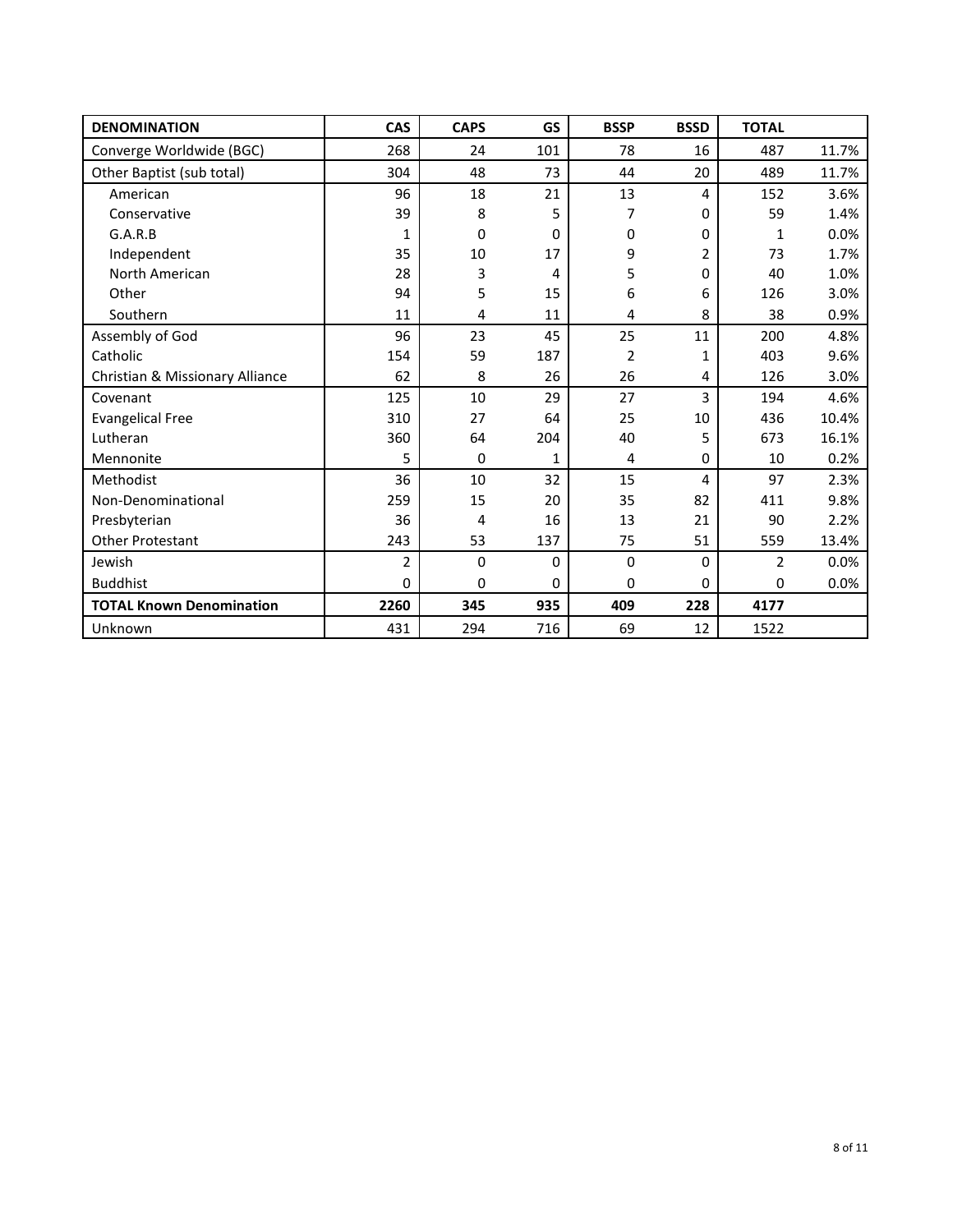| DENOMINATION | CAS | CAPS | GS | BSSP | BSSD | TOTAL | |
|---|---|---|---|---|---|---|---|
| Converge Worldwide (BGC) | 268 | 24 | 101 | 78 | 16 | 487 | 11.7% |
| Other Baptist (sub total) | 304 | 48 | 73 | 44 | 20 | 489 | 11.7% |
| American | 96 | 18 | 21 | 13 | 4 | 152 | 3.6% |
| Conservative | 39 | 8 | 5 | 7 | 0 | 59 | 1.4% |
| G.A.R.B | 1 | 0 | 0 | 0 | 0 | 1 | 0.0% |
| Independent | 35 | 10 | 17 | 9 | 2 | 73 | 1.7% |
| North American | 28 | 3 | 4 | 5 | 0 | 40 | 1.0% |
| Other | 94 | 5 | 15 | 6 | 6 | 126 | 3.0% |
| Southern | 11 | 4 | 11 | 4 | 8 | 38 | 0.9% |
| Assembly of God | 96 | 23 | 45 | 25 | 11 | 200 | 4.8% |
| Catholic | 154 | 59 | 187 | 2 | 1 | 403 | 9.6% |
| Christian & Missionary Alliance | 62 | 8 | 26 | 26 | 4 | 126 | 3.0% |
| Covenant | 125 | 10 | 29 | 27 | 3 | 194 | 4.6% |
| Evangelical Free | 310 | 27 | 64 | 25 | 10 | 436 | 10.4% |
| Lutheran | 360 | 64 | 204 | 40 | 5 | 673 | 16.1% |
| Mennonite | 5 | 0 | 1 | 4 | 0 | 10 | 0.2% |
| Methodist | 36 | 10 | 32 | 15 | 4 | 97 | 2.3% |
| Non-Denominational | 259 | 15 | 20 | 35 | 82 | 411 | 9.8% |
| Presbyterian | 36 | 4 | 16 | 13 | 21 | 90 | 2.2% |
| Other Protestant | 243 | 53 | 137 | 75 | 51 | 559 | 13.4% |
| Jewish | 2 | 0 | 0 | 0 | 0 | 2 | 0.0% |
| Buddhist | 0 | 0 | 0 | 0 | 0 | 0 | 0.0% |
| **TOTAL Known Denomination** | **2260** | **345** | **935** | **409** | **228** | **4177** | |
| Unknown | 431 | 294 | 716 | 69 | 12 | 1522 | |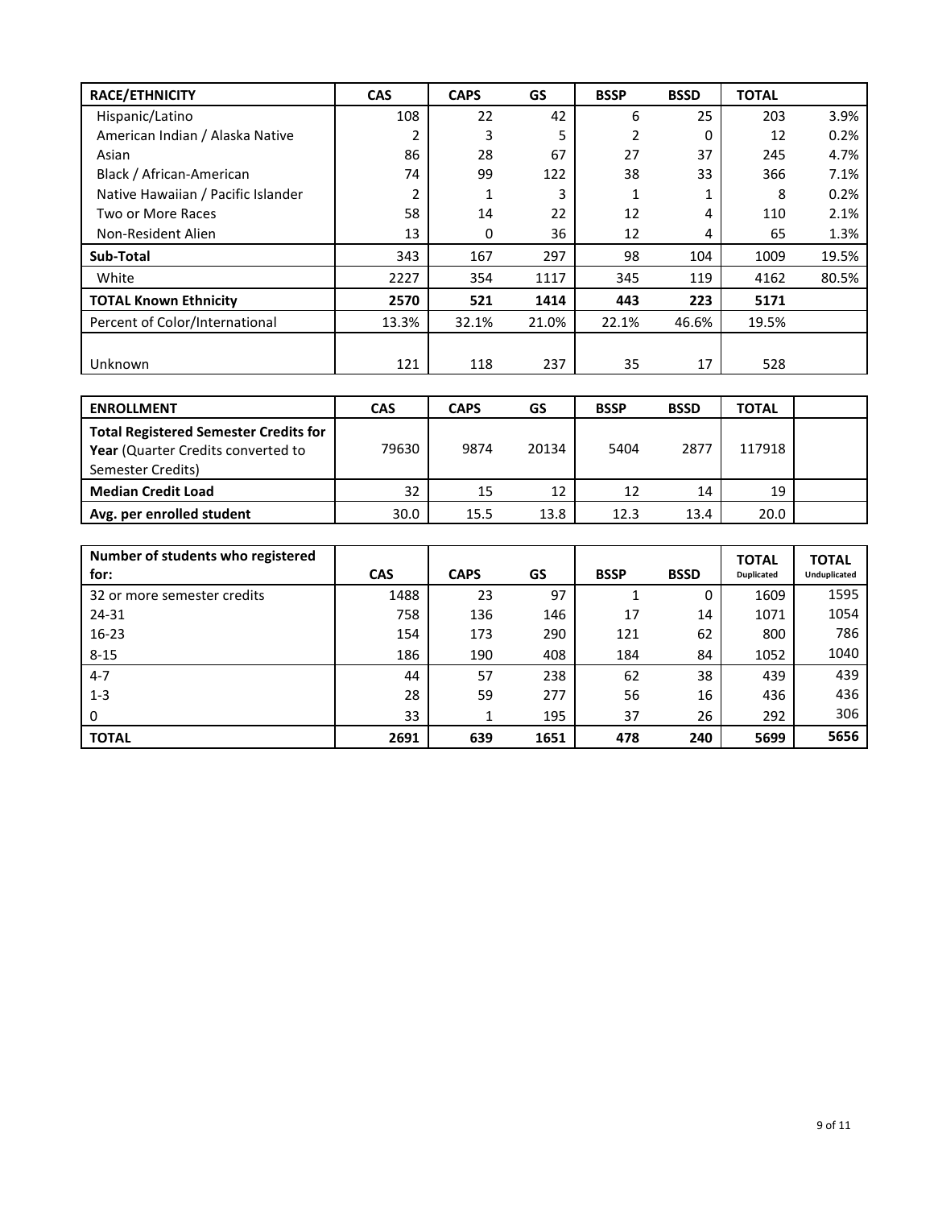| RACE/ETHNICITY | CAS | CAPS | GS | BSSP | BSSD | TOTAL | |
|---|---|---|---|---|---|---|---|
| Hispanic/Latino | 108 | 22 | 42 | 6 | 25 | 203 | 3.9% |
| American Indian / Alaska Native | 2 | 3 | 5 | 2 | 0 | 12 | 0.2% |
| Asian | 86 | 28 | 67 | 27 | 37 | 245 | 4.7% |
| Black / African-American | 74 | 99 | 122 | 38 | 33 | 366 | 7.1% |
| Native Hawaiian / Pacific Islander | 2 | 1 | 3 | 1 | 1 | 8 | 0.2% |
| Two or More Races | 58 | 14 | 22 | 12 | 4 | 110 | 2.1% |
| Non-Resident Alien | 13 | 0 | 36 | 12 | 4 | 65 | 1.3% |
| **Sub-Total** | 343 | 167 | 297 | 98 | 104 | 1009 | 19.5% |
| White | 2227 | 354 | 1117 | 345 | 119 | 4162 | 80.5% |
| **TOTAL Known Ethnicity** | **2570** | **521** | **1414** | **443** | **223** | **5171** | |
| Percent of Color/International | 13.3% | 32.1% | 21.0% | 22.1% | 46.6% | 19.5% | |
| Unknown | 121 | 118 | 237 | 35 | 17 | 528 | |

| ENROLLMENT | CAS | CAPS | GS | BSSP | BSSD | TOTAL | |
|---|---|---|---|---|---|---|---|
| **Total Registered Semester Credits for Year** (Quarter Credits converted to Semester Credits) | 79630 | 9874 | 20134 | 5404 | 2877 | 117918 | |
| **Median Credit Load** | 32 | 15 | 12 | 12 | 14 | 19 | |
| **Avg. per enrolled student** | 30.0 | 15.5 | 13.8 | 12.3 | 13.4 | 20.0 | |

| Number of students who registered for: | CAS | CAPS | GS | BSSP | BSSD | TOTAL Duplicated | TOTAL Unduplicated |
|---|---|---|---|---|---|---|---|
| 32 or more semester credits | 1488 | 23 | 97 | 1 | 0 | 1609 | 1595 |
| 24-31 | 758 | 136 | 146 | 17 | 14 | 1071 | 1054 |
| 16-23 | 154 | 173 | 290 | 121 | 62 | 800 | 786 |
| 8-15 | 186 | 190 | 408 | 184 | 84 | 1052 | 1040 |
| 4-7 | 44 | 57 | 238 | 62 | 38 | 439 | 439 |
| 1-3 | 28 | 59 | 277 | 56 | 16 | 436 | 436 |
| 0 | 33 | 1 | 195 | 37 | 26 | 292 | 306 |
| **TOTAL** | **2691** | **639** | **1651** | **478** | **240** | **5699** | **5656** |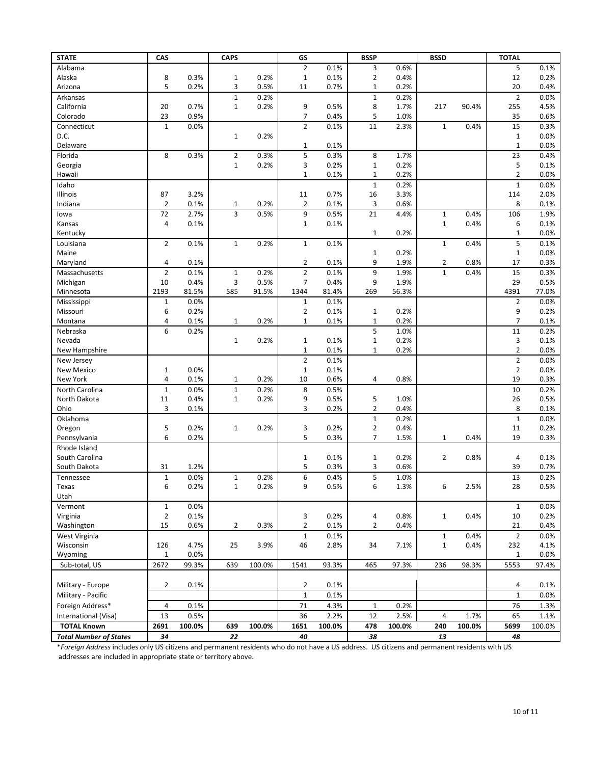| STATE | CAS | | CAPS | | GS | | BSSP | | BSSD | | TOTAL | |
|---|---|---|---|---|---|---|---|---|---|---|---|---|
| Alabama | | | | | 2 | 0.1% | 3 | 0.6% | | | 5 | 0.1% |
| Alaska | 8 | 0.3% | 1 | 0.2% | 1 | 0.1% | 2 | 0.4% | | | 12 | 0.2% |
| Arizona | 5 | 0.2% | 3 | 0.5% | 11 | 0.7% | 1 | 0.2% | | | 20 | 0.4% |
| Arkansas | | | 1 | 0.2% | | | 1 | 0.2% | | | 2 | 0.0% |
| California | 20 | 0.7% | 1 | 0.2% | 9 | 0.5% | 8 | 1.7% | 217 | 90.4% | 255 | 4.5% |
| Colorado | 23 | 0.9% | | | 7 | 0.4% | 5 | 1.0% | | | 35 | 0.6% |
| Connecticut | 1 | 0.0% | | | 2 | 0.1% | 11 | 2.3% | 1 | 0.4% | 15 | 0.3% |
| D.C. | | | 1 | 0.2% | | | | | | | 1 | 0.0% |
| Delaware | | | | | 1 | 0.1% | | | | | 1 | 0.0% |
| Florida | 8 | 0.3% | 2 | 0.3% | 5 | 0.3% | 8 | 1.7% | | | 23 | 0.4% |
| Georgia | | | 1 | 0.2% | 3 | 0.2% | 1 | 0.2% | | | 5 | 0.1% |
| Hawaii | | | | | 1 | 0.1% | 1 | 0.2% | | | 2 | 0.0% |
| Idaho | | | | | | | 1 | 0.2% | | | 1 | 0.0% |
| Illinois | 87 | 3.2% | | | 11 | 0.7% | 16 | 3.3% | | | 114 | 2.0% |
| Indiana | 2 | 0.1% | 1 | 0.2% | 2 | 0.1% | 3 | 0.6% | | | 8 | 0.1% |
| Iowa | 72 | 2.7% | 3 | 0.5% | 9 | 0.5% | 21 | 4.4% | 1 | 0.4% | 106 | 1.9% |
| Kansas | 4 | 0.1% | | | 1 | 0.1% | | | 1 | 0.4% | 6 | 0.1% |
| Kentucky | | | | | | | 1 | 0.2% | | | 1 | 0.0% |
| Louisiana | 2 | 0.1% | 1 | 0.2% | 1 | 0.1% | | | 1 | 0.4% | 5 | 0.1% |
| Maine | | | | | | | 1 | 0.2% | | | 1 | 0.0% |
| Maryland | 4 | 0.1% | | | 2 | 0.1% | 9 | 1.9% | 2 | 0.8% | 17 | 0.3% |
| Massachusetts | 2 | 0.1% | 1 | 0.2% | 2 | 0.1% | 9 | 1.9% | 1 | 0.4% | 15 | 0.3% |
| Michigan | 10 | 0.4% | 3 | 0.5% | 7 | 0.4% | 9 | 1.9% | | | 29 | 0.5% |
| Minnesota | 2193 | 81.5% | 585 | 91.5% | 1344 | 81.4% | 269 | 56.3% | | | 4391 | 77.0% |
| Mississippi | 1 | 0.0% | | | 1 | 0.1% | | | | | 2 | 0.0% |
| Missouri | 6 | 0.2% | | | 2 | 0.1% | 1 | 0.2% | | | 9 | 0.2% |
| Montana | 4 | 0.1% | 1 | 0.2% | 1 | 0.1% | 1 | 0.2% | | | 7 | 0.1% |
| Nebraska | 6 | 0.2% | | | | | 5 | 1.0% | | | 11 | 0.2% |
| Nevada | | | 1 | 0.2% | 1 | 0.1% | 1 | 0.2% | | | 3 | 0.1% |
| New Hampshire | | | | | 1 | 0.1% | 1 | 0.2% | | | 2 | 0.0% |
| New Jersey | | | | | 2 | 0.1% | | | | | 2 | 0.0% |
| New Mexico | 1 | 0.0% | | | 1 | 0.1% | | | | | 2 | 0.0% |
| New York | 4 | 0.1% | 1 | 0.2% | 10 | 0.6% | 4 | 0.8% | | | 19 | 0.3% |
| North Carolina | 1 | 0.0% | 1 | 0.2% | 8 | 0.5% | | | | | 10 | 0.2% |
| North Dakota | 11 | 0.4% | 1 | 0.2% | 9 | 0.5% | 5 | 1.0% | | | 26 | 0.5% |
| Ohio | 3 | 0.1% | | | 3 | 0.2% | 2 | 0.4% | | | 8 | 0.1% |
| Oklahoma | | | | | | | 1 | 0.2% | | | 1 | 0.0% |
| Oregon | 5 | 0.2% | 1 | 0.2% | 3 | 0.2% | 2 | 0.4% | | | 11 | 0.2% |
| Pennsylvania | 6 | 0.2% | | | 5 | 0.3% | 7 | 1.5% | 1 | 0.4% | 19 | 0.3% |
| Rhode Island | | | | | | | | | | | | |
| South Carolina | | | | | 1 | 0.1% | 1 | 0.2% | 2 | 0.8% | 4 | 0.1% |
| South Dakota | 31 | 1.2% | | | 5 | 0.3% | 3 | 0.6% | | | 39 | 0.7% |
| Tennessee | 1 | 0.0% | 1 | 0.2% | 6 | 0.4% | 5 | 1.0% | | | 13 | 0.2% |
| Texas | 6 | 0.2% | 1 | 0.2% | 9 | 0.5% | 6 | 1.3% | 6 | 2.5% | 28 | 0.5% |
| Utah | | | | | | | | | | | | |
| Vermont | 1 | 0.0% | | | | | | | | | 1 | 0.0% |
| Virginia | 2 | 0.1% | | | 3 | 0.2% | 4 | 0.8% | 1 | 0.4% | 10 | 0.2% |
| Washington | 15 | 0.6% | 2 | 0.3% | 2 | 0.1% | 2 | 0.4% | | | 21 | 0.4% |
| West Virginia | | | | | 1 | 0.1% | | | 1 | 0.4% | 2 | 0.0% |
| Wisconsin | 126 | 4.7% | 25 | 3.9% | 46 | 2.8% | 34 | 7.1% | 1 | 0.4% | 232 | 4.1% |
| Wyoming | 1 | 0.0% | | | | | | | | | 1 | 0.0% |
| Sub-total, US | 2672 | 99.3% | 639 | 100.0% | 1541 | 93.3% | 465 | 97.3% | 236 | 98.3% | 5553 | 97.4% |
| | | | | | | | | | | | | |
| Military - Europe | 2 | 0.1% | | | 2 | 0.1% | | | | | 4 | 0.1% |
| Military - Pacific | | | | | 1 | 0.1% | | | | | 1 | 0.0% |
| Foreign Address* | 4 | 0.1% | | | 71 | 4.3% | 1 | 0.2% | | | 76 | 1.3% |
| International (Visa) | 13 | 0.5% | | | 36 | 2.2% | 12 | 2.5% | 4 | 1.7% | 65 | 1.1% |
| **TOTAL Known** | **2691** | **100.0%** | **639** | **100.0%** | **1651** | **100.0%** | **478** | **100.0%** | **240** | **100.0%** | **5699** | **100.0%** |
| ***Total Number of States*** | ***34*** | | ***22*** | | ***40*** | | ***38*** | | ***13*** | | ***48*** | |

\**Foreign Address* includes only US citizens and permanent residents who do not have a US address. US citizens and permanent residents with US addresses are included in appropriate state or territory above.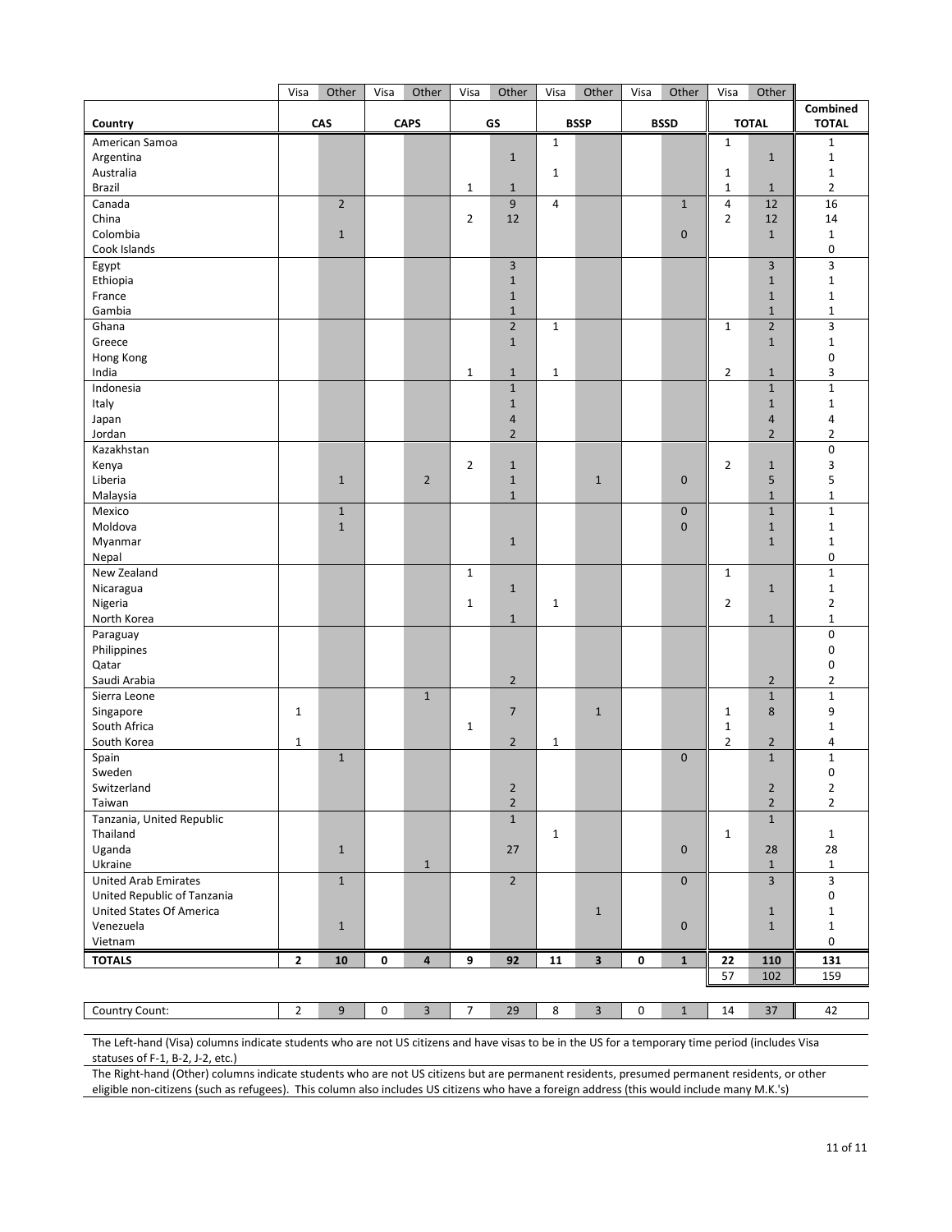| Country | CAS Visa | CAS Other | CAPS Visa | CAPS Other | GS Visa | GS Other | BSSP Visa | BSSP Other | BSSD Visa | BSSD Other | TOTAL Visa | TOTAL Other | Combined TOTAL |
|---|---|---|---|---|---|---|---|---|---|---|---|---|---|
| American Samoa | | | | | | | 1 | | | | 1 | | 1 |
| Argentina | | | | | | 1 | | | | | | 1 | 1 |
| Australia | | | | | | | 1 | | | | 1 | | 1 |
| Brazil | | | | | 1 | 1 | | | | | 1 | 1 | 2 |
| Canada | | 2 | | | | 9 | 4 | | | 1 | 4 | 12 | 16 |
| China | | | | | 2 | 12 | | | | | 2 | 12 | 14 |
| Colombia | | 1 | | | | | | | | 0 | | 1 | 1 |
| Cook Islands | | | | | | | | | | | | | 0 |
| Egypt | | | | | | 3 | | | | | | 3 | 3 |
| Ethiopia | | | | | | 1 | | | | | | 1 | 1 |
| France | | | | | | 1 | | | | | | 1 | 1 |
| Gambia | | | | | | 1 | | | | | | 1 | 1 |
| Ghana | | | | | | 2 | 1 | | | | 1 | 2 | 3 |
| Greece | | | | | | 1 | | | | | | 1 | 1 |
| Hong Kong | | | | | | | | | | | | | 0 |
| India | | | | | 1 | 1 | 1 | | | | 2 | 1 | 3 |
| Indonesia | | | | | | 1 | | | | | | 1 | 1 |
| Italy | | | | | | 1 | | | | | | 1 | 1 |
| Japan | | | | | | 4 | | | | | | 4 | 4 |
| Jordan | | | | | | 2 | | | | | | 2 | 2 |
| Kazakhstan | | | | | | | | | | | | | 0 |
| Kenya | | | | | 2 | 1 | | | | | 2 | 1 | 3 |
| Liberia | | 1 | | 2 | | 1 | | 1 | | 0 | | 5 | 5 |
| Malaysia | | | | | | 1 | | | | | | 1 | 1 |
| Mexico | | 1 | | | | | | | | 0 | | 1 | 1 |
| Moldova | | 1 | | | | | | | | 0 | | 1 | 1 |
| Myanmar | | | | | | 1 | | | | | | 1 | 1 |
| Nepal | | | | | | | | | | | | | 0 |
| New Zealand | | | | | 1 | | | | | | 1 | | 1 |
| Nicaragua | | | | | | 1 | | | | | | 1 | 1 |
| Nigeria | | | | | 1 | | 1 | | | | 2 | | 2 |
| North Korea | | | | | | 1 | | | | | | 1 | 1 |
| Paraguay | | | | | | | | | | | | | 0 |
| Philippines | | | | | | | | | | | | | 0 |
| Qatar | | | | | | | | | | | | | 0 |
| Saudi Arabia | | | | | | 2 | | | | | | 2 | 2 |
| Sierra Leone | | | | 1 | | | | | | | | 1 | 1 |
| Singapore | 1 | | | | | 7 | | 1 | | | 1 | 8 | 9 |
| South Africa | | | | | 1 | | | | | | 1 | | 1 |
| South Korea | 1 | | | | | 2 | 1 | | | | 2 | 2 | 4 |
| Spain | | 1 | | | | | | | | 0 | | 1 | 1 |
| Sweden | | | | | | | | | | | | | 0 |
| Switzerland | | | | | | 2 | | | | | | 2 | 2 |
| Taiwan | | | | | | 2 | | | | | | 2 | 2 |
| Tanzania, United Republic | | | | | | 1 | | | | | | 1 | |
| Thailand | | | | | | | 1 | | | | 1 | | 1 |
| Uganda | | 1 | | | | 27 | | | | 0 | | 28 | 28 |
| Ukraine | | | | 1 | | | | | | | | 1 | 1 |
| United Arab Emirates | | 1 | | | | 2 | | | | 0 | | 3 | 3 |
| United Republic of Tanzania | | | | | | | | | | | | | 0 |
| United States Of America | | | | | | | | 1 | | | | 1 | 1 |
| Venezuela | | 1 | | | | | | | | 0 | | 1 | 1 |
| Vietnam | | | | | | | | | | | | | 0 |
| **TOTALS** | **2** | **10** | **0** | **4** | **9** | **92** | **11** | **3** | **0** | **1** | **22** | **110** | **131** |
| | | | | | | | | | | | 57 | 102 | 159 |
| Country Count: | 2 | 9 | 0 | 3 | 7 | 29 | 8 | 3 | 0 | 1 | 14 | 37 | 42 |

The Left-hand (Visa) columns indicate students who are not US citizens and have visas to be in the US for a temporary time period (includes Visa statuses of F-1, B-2, J-2, etc.)

The Right-hand (Other) columns indicate students who are not US citizens but are permanent residents, presumed permanent residents, or other eligible non-citizens (such as refugees). This column also includes US citizens who have a foreign address (this would include many M.K.'s)